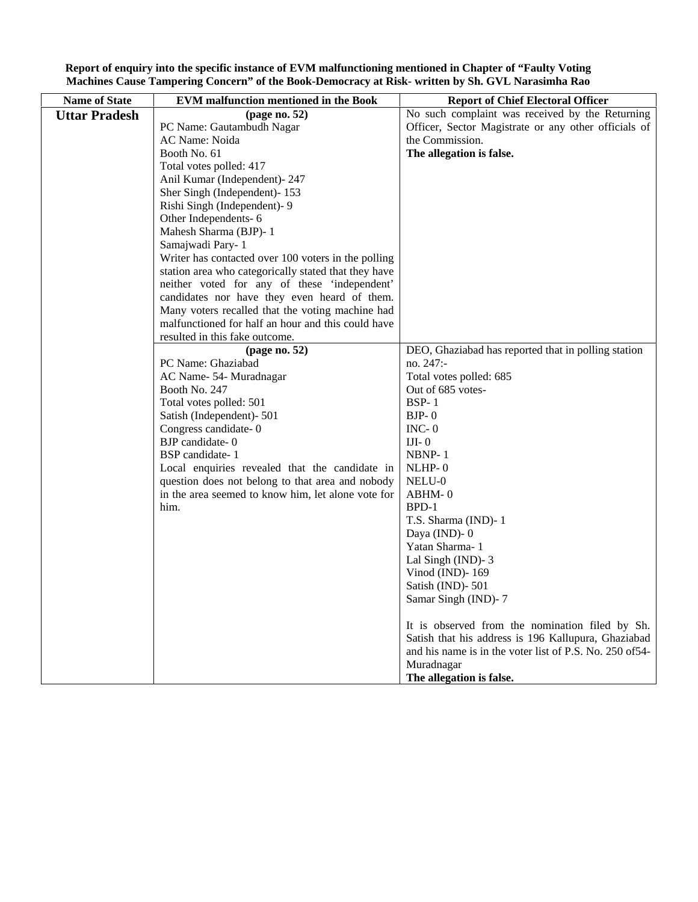**Report of enquiry into the specific instance of EVM malfunctioning mentioned in Chapter of "Faulty Voting Machines Cause Tampering Concern" of the Book-Democracy at Risk- written by Sh. GVL Narasimha Rao**

| Name of State | EVM malfunction mentioned in the Book | Report of Chief Electoral Officer |
|---|---|---|
| **Uttar Pradesh** | **(page no. 52)**<br>PC Name: Gautambudh Nagar<br>AC Name: Noida<br>Booth No. 61<br>Total votes polled: 417<br>Anil Kumar (Independent)- 247<br>Sher Singh (Independent)- 153<br>Rishi Singh (Independent)- 9<br>Other Independents- 6<br>Mahesh Sharma (BJP)- 1<br>Samajwadi Pary- 1<br>Writer has contacted over 100 voters in the polling station area who categorically stated that they have neither voted for any of these 'independent' candidates nor have they even heard of them. Many voters recalled that the voting machine had malfunctioned for half an hour and this could have resulted in this fake outcome. | No such complaint was received by the Returning Officer, Sector Magistrate or any other officials of the Commission.<br>**The allegation is false.** |
| | **(page no. 52)**<br>PC Name: Ghaziabad<br>AC Name- 54- Muradnagar<br>Booth No. 247<br>Total votes polled: 501<br>Satish (Independent)- 501<br>Congress candidate- 0<br>BJP candidate- 0<br>BSP candidate- 1<br>Local enquiries revealed that the candidate in question does not belong to that area and nobody in the area seemed to know him, let alone vote for him. | DEO, Ghaziabad has reported that in polling station no. 247:-<br>Total votes polled: 685<br>Out of 685 votes-<br>BSP- 1<br>BJP- 0<br>INC- 0<br>IJI- 0<br>NBNP- 1<br>NLHP- 0<br>NELU-0<br>ABHM- 0<br>BPD-1<br>T.S. Sharma (IND)- 1<br>Daya (IND)- 0<br>Yatan Sharma- 1<br>Lal Singh (IND)- 3<br>Vinod (IND)- 169<br>Satish (IND)- 501<br>Samar Singh (IND)- 7<br><br>It is observed from the nomination filed by Sh. Satish that his address is 196 Kallupura, Ghaziabad and his name is in the voter list of P.S. No. 250 of54- Muradnagar<br>**The allegation is false.** |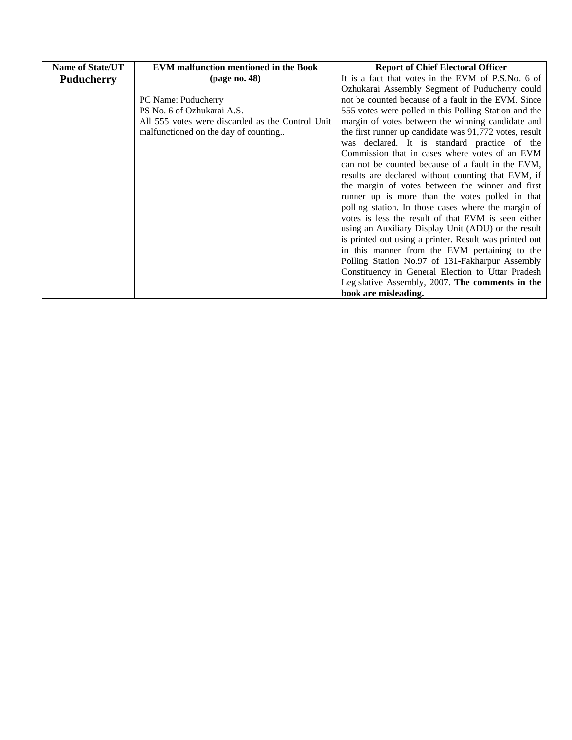| Name of State/UT | EVM malfunction mentioned in the Book | Report of Chief Electoral Officer |
|---|---|---|
| **Puducherry** | **(page no. 48)**<br><br>PC Name: Puducherry<br>PS No. 6 of Ozhukarai A.S.<br>All 555 votes were discarded as the Control Unit malfunctioned on the day of counting.. | It is a fact that votes in the EVM of P.S.No. 6 of Ozhukarai Assembly Segment of Puducherry could not be counted because of a fault in the EVM. Since 555 votes were polled in this Polling Station and the margin of votes between the winning candidate and the first runner up candidate was 91,772 votes, result was declared. It is standard practice of the Commission that in cases where votes of an EVM can not be counted because of a fault in the EVM, results are declared without counting that EVM, if the margin of votes between the winner and first runner up is more than the votes polled in that polling station. In those cases where the margin of votes is less the result of that EVM is seen either using an Auxiliary Display Unit (ADU) or the result is printed out using a printer. Result was printed out in this manner from the EVM pertaining to the Polling Station No.97 of 131-Fakharpur Assembly Constituency in General Election to Uttar Pradesh Legislative Assembly, 2007. **The comments in the book are misleading.** |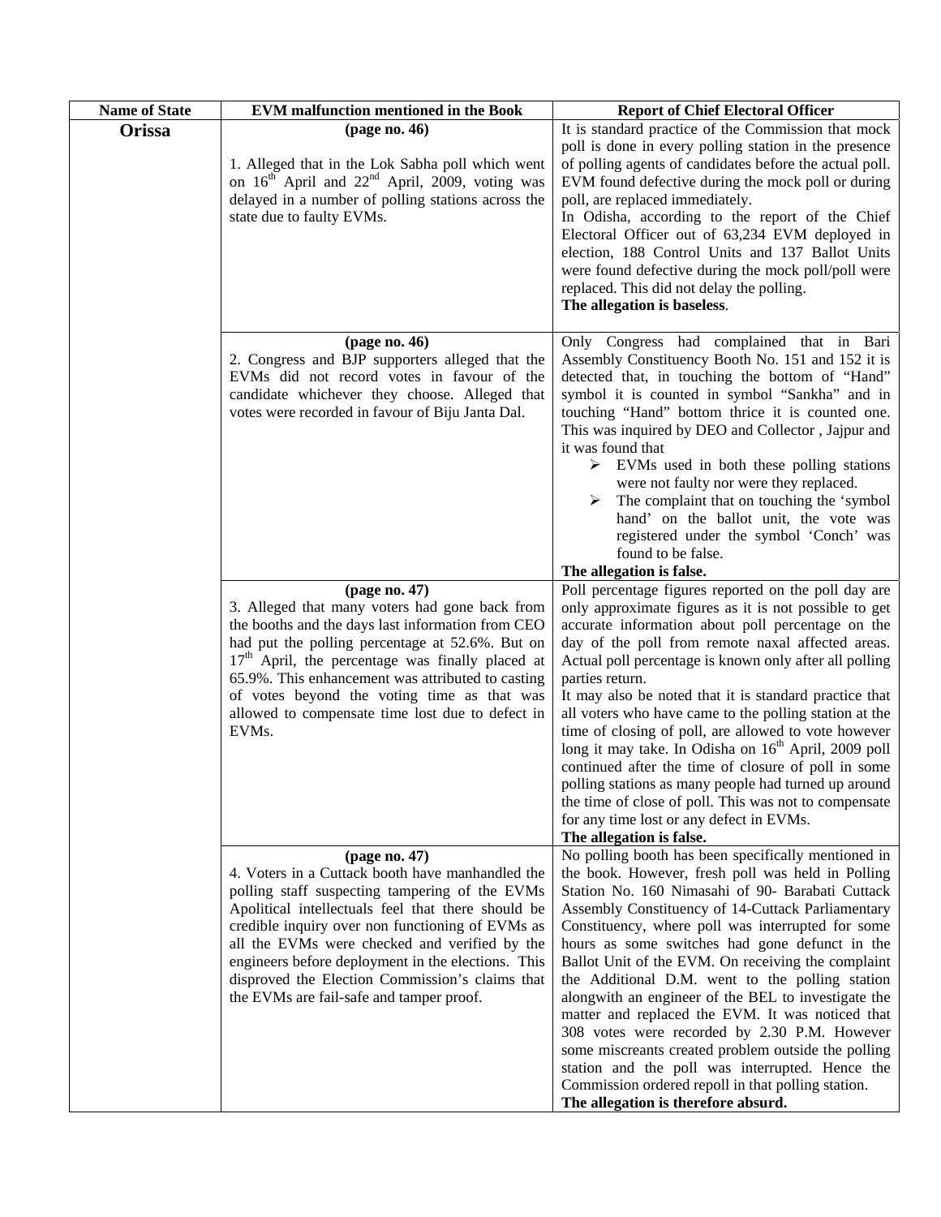| Name of State | EVM malfunction mentioned in the Book | Report of Chief Electoral Officer |
|---|---|---|
| **Orissa** | **(page no. 46)**<br><br>1. Alleged that in the Lok Sabha poll which went on 16th April and 22nd April, 2009, voting was delayed in a number of polling stations across the state due to faulty EVMs. | It is standard practice of the Commission that mock poll is done in every polling station in the presence of polling agents of candidates before the actual poll. EVM found defective during the mock poll or during poll, are replaced immediately.<br>In Odisha, according to the report of the Chief Electoral Officer out of 63,234 EVM deployed in election, 188 Control Units and 137 Ballot Units were found defective during the mock poll/poll were replaced. This did not delay the polling.<br>**The allegation is baseless**. |
| | **(page no. 46)**<br>2. Congress and BJP supporters alleged that the EVMs did not record votes in favour of the candidate whichever they choose. Alleged that votes were recorded in favour of Biju Janta Dal. | Only Congress had complained that in Bari Assembly Constituency Booth No. 151 and 152 it is detected that, in touching the bottom of "Hand" symbol it is counted in symbol "Sankha" and in touching "Hand" bottom thrice it is counted one. This was inquired by DEO and Collector , Jajpur and it was found that<br>➢ EVMs used in both these polling stations were not faulty nor were they replaced.<br>➢ The complaint that on touching the 'symbol hand' on the ballot unit, the vote was registered under the symbol 'Conch' was found to be false.<br>**The allegation is false.** |
| | **(page no. 47)**<br>3. Alleged that many voters had gone back from the booths and the days last information from CEO had put the polling percentage at 52.6%. But on 17th April, the percentage was finally placed at 65.9%. This enhancement was attributed to casting of votes beyond the voting time as that was allowed to compensate time lost due to defect in EVMs. | Poll percentage figures reported on the poll day are only approximate figures as it is not possible to get accurate information about poll percentage on the day of the poll from remote naxal affected areas. Actual poll percentage is known only after all polling parties return.<br>It may also be noted that it is standard practice that all voters who have came to the polling station at the time of closing of poll, are allowed to vote however long it may take. In Odisha on 16th April, 2009 poll continued after the time of closure of poll in some polling stations as many people had turned up around the time of close of poll. This was not to compensate for any time lost or any defect in EVMs.<br>**The allegation is false.** |
| | **(page no. 47)**<br>4. Voters in a Cuttack booth have manhandled the polling staff suspecting tampering of the EVMs Apolitical intellectuals feel that there should be credible inquiry over non functioning of EVMs as all the EVMs were checked and verified by the engineers before deployment in the elections. This disproved the Election Commission's claims that the EVMs are fail-safe and tamper proof. | No polling booth has been specifically mentioned in the book. However, fresh poll was held in Polling Station No. 160 Nimasahi of 90- Barabati Cuttack Assembly Constituency of 14-Cuttack Parliamentary Constituency, where poll was interrupted for some hours as some switches had gone defunct in the Ballot Unit of the EVM. On receiving the complaint the Additional D.M. went to the polling station alongwith an engineer of the BEL to investigate the matter and replaced the EVM. It was noticed that 308 votes were recorded by 2.30 P.M. However some miscreants created problem outside the polling station and the poll was interrupted. Hence the Commission ordered repoll in that polling station.<br>**The allegation is therefore absurd.** |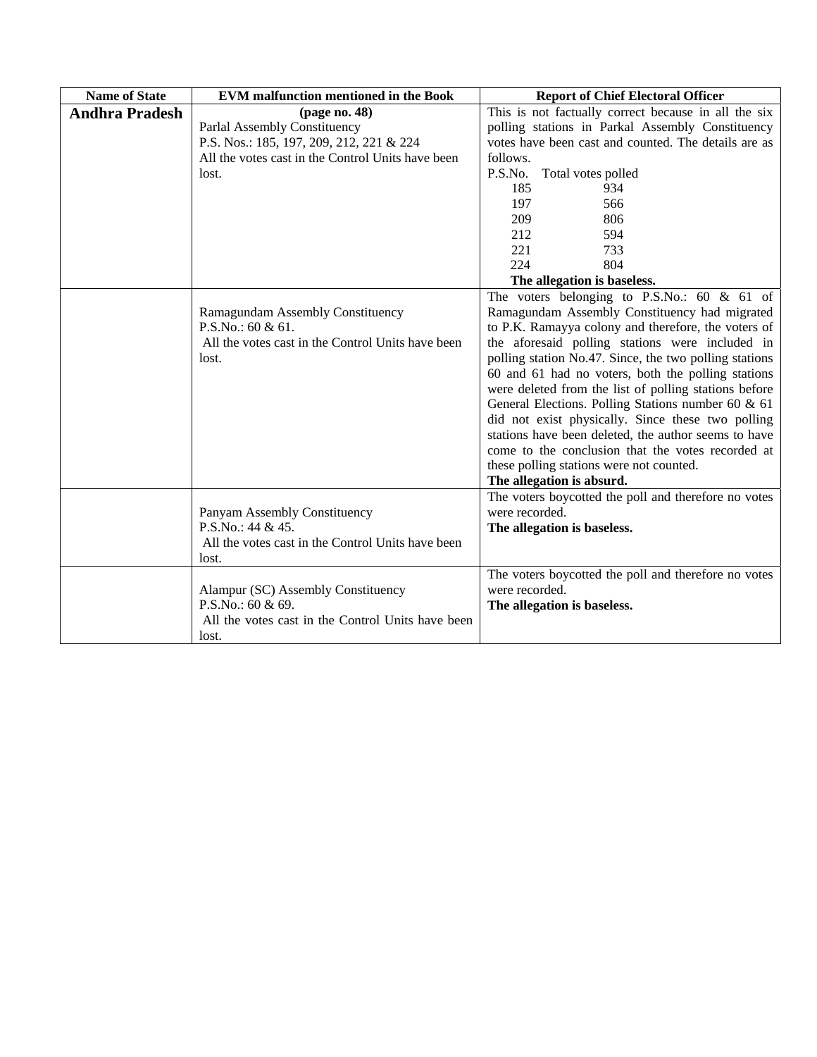| Name of State | EVM malfunction mentioned in the Book | Report of Chief Electoral Officer |
|---|---|---|
| **Andhra Pradesh** | **(page no. 48)**<br>Parlal Assembly Constituency<br>P.S. Nos.: 185, 197, 209, 212, 221 & 224<br>All the votes cast in the Control Units have been lost. | This is not factually correct because in all the six polling stations in Parkal Assembly Constituency votes have been cast and counted. The details are as follows.<br>P.S.No. Total votes polled<br>185 934<br>197 566<br>209 806<br>212 594<br>221 733<br>224 804<br>**The allegation is baseless.** |
| | Ramagundam Assembly Constituency<br>P.S.No.: 60 & 61.<br>All the votes cast in the Control Units have been lost. | The voters belonging to P.S.No.: 60 & 61 of Ramagundam Assembly Constituency had migrated to P.K. Ramayya colony and therefore, the voters of the aforesaid polling stations were included in polling station No.47. Since, the two polling stations 60 and 61 had no voters, both the polling stations were deleted from the list of polling stations before General Elections. Polling Stations number 60 & 61 did not exist physically. Since these two polling stations have been deleted, the author seems to have come to the conclusion that the votes recorded at these polling stations were not counted.<br>**The allegation is absurd.** |
| | Panyam Assembly Constituency<br>P.S.No.: 44 & 45.<br>All the votes cast in the Control Units have been lost. | The voters boycotted the poll and therefore no votes were recorded.<br>**The allegation is baseless.** |
| | Alampur (SC) Assembly Constituency<br>P.S.No.: 60 & 69.<br>All the votes cast in the Control Units have been lost. | The voters boycotted the poll and therefore no votes were recorded.<br>**The allegation is baseless.** |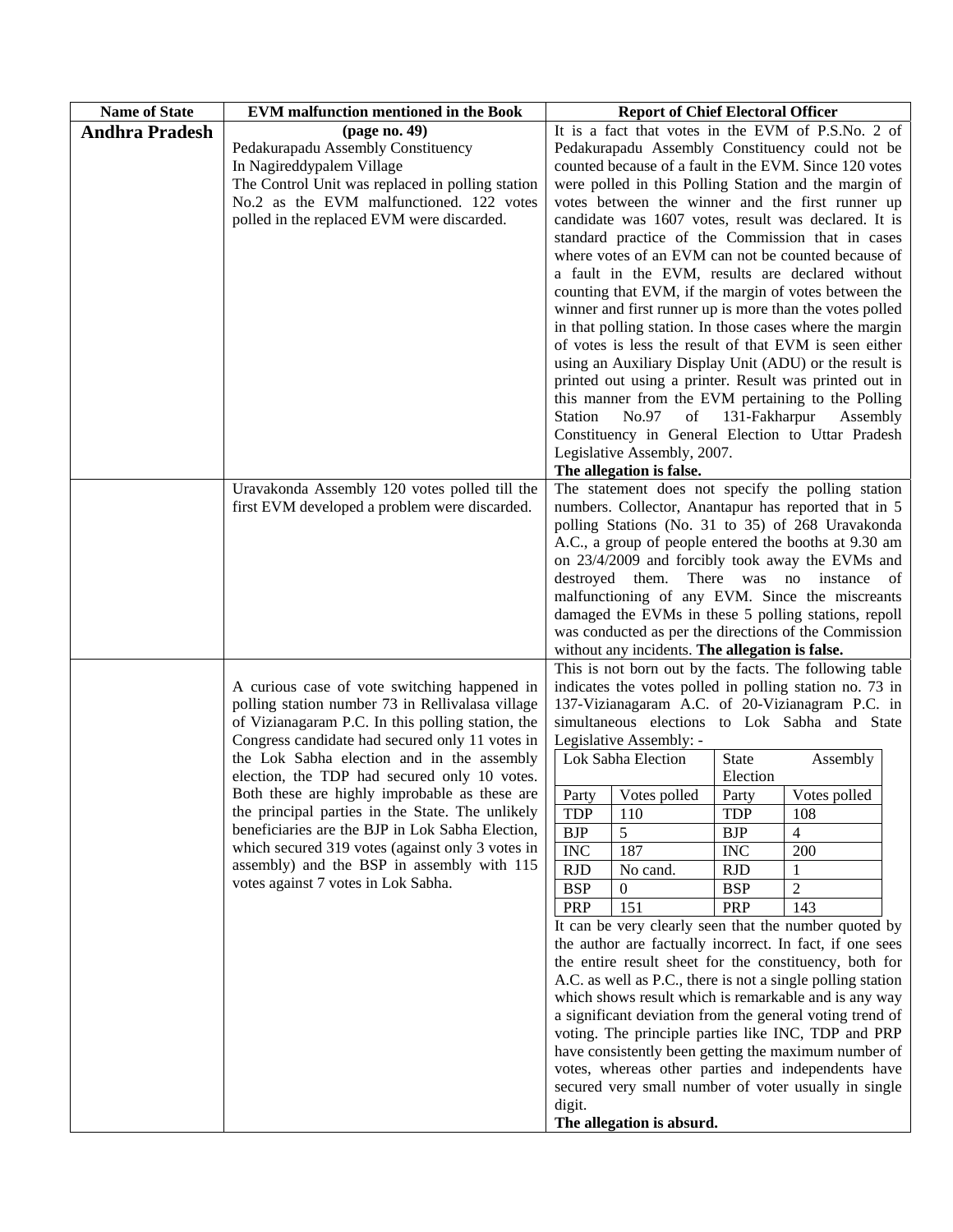| Name of State | EVM malfunction mentioned in the Book | Report of Chief Electoral Officer |
|---|---|---|
| **Andhra Pradesh** | **(page no. 49)**<br>Pedakurapadu Assembly Constituency<br>In Nagireddypalem Village<br>The Control Unit was replaced in polling station No.2 as the EVM malfunctioned. 122 votes polled in the replaced EVM were discarded. | It is a fact that votes in the EVM of P.S.No. 2 of Pedakurapadu Assembly Constituency could not be counted because of a fault in the EVM. Since 120 votes were polled in this Polling Station and the margin of votes between the winner and the first runner up candidate was 1607 votes, result was declared. It is standard practice of the Commission that in cases where votes of an EVM can not be counted because of a fault in the EVM, results are declared without counting that EVM, if the margin of votes between the winner and first runner up is more than the votes polled in that polling station. In those cases where the margin of votes is less the result of that EVM is seen either using an Auxiliary Display Unit (ADU) or the result is printed out using a printer. Result was printed out in this manner from the EVM pertaining to the Polling Station No.97 of 131-Fakharpur Assembly Constituency in General Election to Uttar Pradesh Legislative Assembly, 2007.<br>**The allegation is false.** |
| | Uravakonda Assembly 120 votes polled till the first EVM developed a problem were discarded. | The statement does not specify the polling station numbers. Collector, Anantapur has reported that in 5 polling Stations (No. 31 to 35) of 268 Uravakonda A.C., a group of people entered the booths at 9.30 am on 23/4/2009 and forcibly took away the EVMs and destroyed them. There was no instance of malfunctioning of any EVM. Since the miscreants damaged the EVMs in these 5 polling stations, repoll was conducted as per the directions of the Commission without any incidents. **The allegation is false.** |
| | A curious case of vote switching happened in polling station number 73 in Rellivalasa village of Vizianagaram P.C. In this polling station, the Congress candidate had secured only 11 votes in the Lok Sabha election and in the assembly election, the TDP had secured only 10 votes. Both these are highly improbable as these are the principal parties in the State. The unlikely beneficiaries are the BJP in Lok Sabha Election, which secured 319 votes (against only 3 votes in assembly) and the BSP in assembly with 115 votes against 7 votes in Lok Sabha. | This is not born out by the facts. The following table indicates the votes polled in polling station no. 73 in 137-Vizianagaram A.C. of 20-Vizianagram P.C. in simultaneous elections to Lok Sabha and State Legislative Assembly: -<br><br>Lok Sabha Election: TDP 110; BJP 5; INC 187; RJD No cand.; BSP 0; PRP 151<br>State Assembly Election: TDP 108; BJP 4; INC 200; RJD 1; BSP 2; PRP 143<br><br>It can be very clearly seen that the number quoted by the author are factually incorrect. In fact, if one sees the entire result sheet for the constituency, both for A.C. as well as P.C., there is not a single polling station which shows result which is remarkable and is any way a significant deviation from the general voting trend of voting. The principle parties like INC, TDP and PRP have consistently been getting the maximum number of votes, whereas other parties and independents have secured very small number of voter usually in single digit.<br>**The allegation is absurd.** |

Votes polled in polling station no. 73 of 137-Vizianagaram A.C.:

| Lok Sabha Election | | State Assembly Election | |
|---|---|---|---|
| Party | Votes polled | Party | Votes polled |
| TDP | 110 | TDP | 108 |
| BJP | 5 | BJP | 4 |
| INC | 187 | INC | 200 |
| RJD | No cand. | RJD | 1 |
| BSP | 0 | BSP | 2 |
| PRP | 151 | PRP | 143 |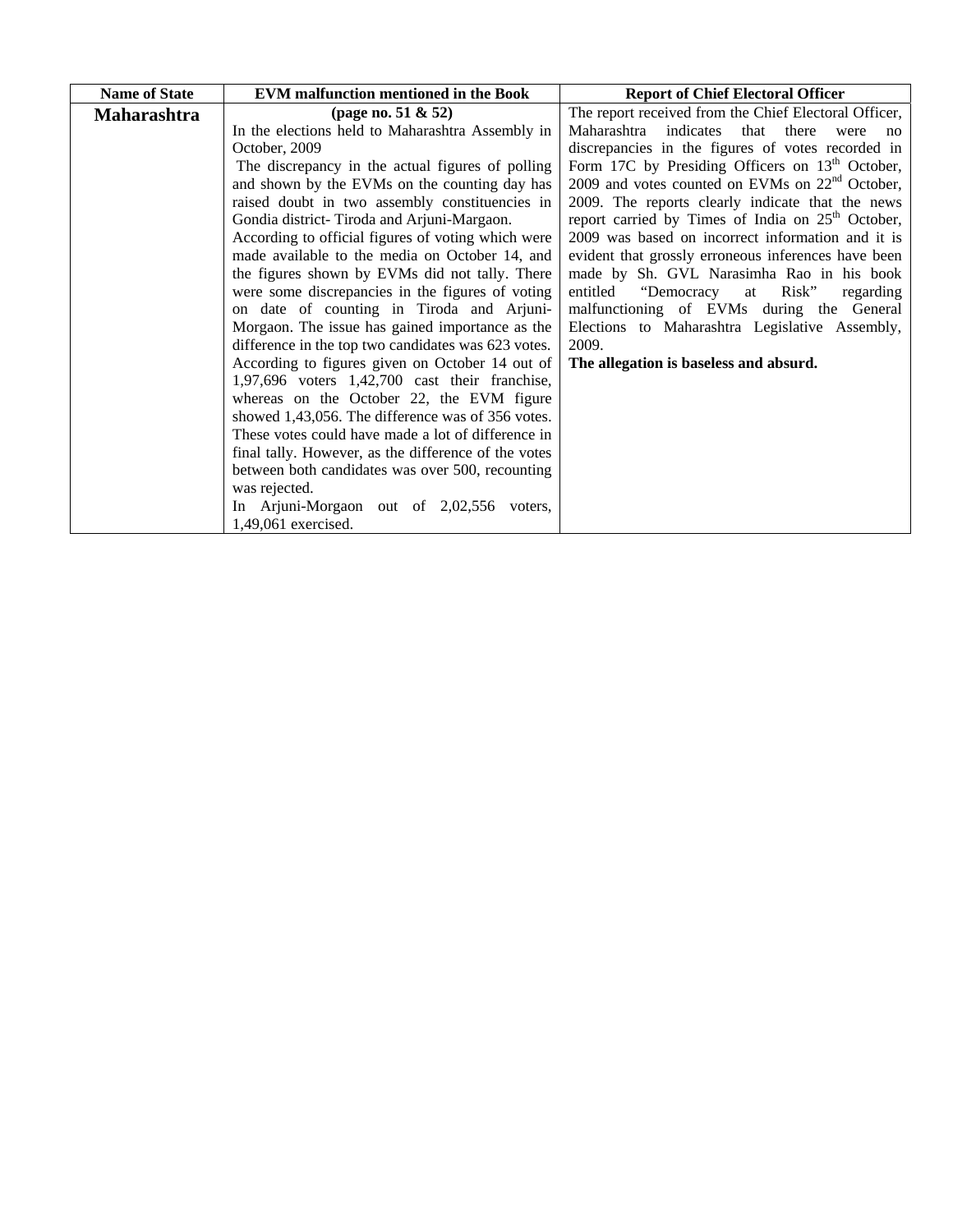| Name of State | EVM malfunction mentioned in the Book | Report of Chief Electoral Officer |
|---|---|---|
| **Maharashtra** | **(page no. 51 & 52)**<br>In the elections held to Maharashtra Assembly in October, 2009<br>The discrepancy in the actual figures of polling and shown by the EVMs on the counting day has raised doubt in two assembly constituencies in Gondia district- Tiroda and Arjuni-Margaon.<br>According to official figures of voting which were made available to the media on October 14, and the figures shown by EVMs did not tally. There were some discrepancies in the figures of voting on date of counting in Tiroda and Arjuni-Morgaon. The issue has gained importance as the difference in the top two candidates was 623 votes.<br>According to figures given on October 14 out of 1,97,696 voters 1,42,700 cast their franchise, whereas on the October 22, the EVM figure showed 1,43,056. The difference was of 356 votes. These votes could have made a lot of difference in final tally. However, as the difference of the votes between both candidates was over 500, recounting was rejected.<br>In Arjuni-Morgaon out of 2,02,556 voters, 1,49,061 exercised. | The report received from the Chief Electoral Officer, Maharashtra indicates that there were no discrepancies in the figures of votes recorded in Form 17C by Presiding Officers on 13th October, 2009 and votes counted on EVMs on 22nd October, 2009. The reports clearly indicate that the news report carried by Times of India on 25th October, 2009 was based on incorrect information and it is evident that grossly erroneous inferences have been made by Sh. GVL Narasimha Rao in his book entitled "Democracy at Risk" regarding malfunctioning of EVMs during the General Elections to Maharashtra Legislative Assembly, 2009.<br>**The allegation is baseless and absurd.** |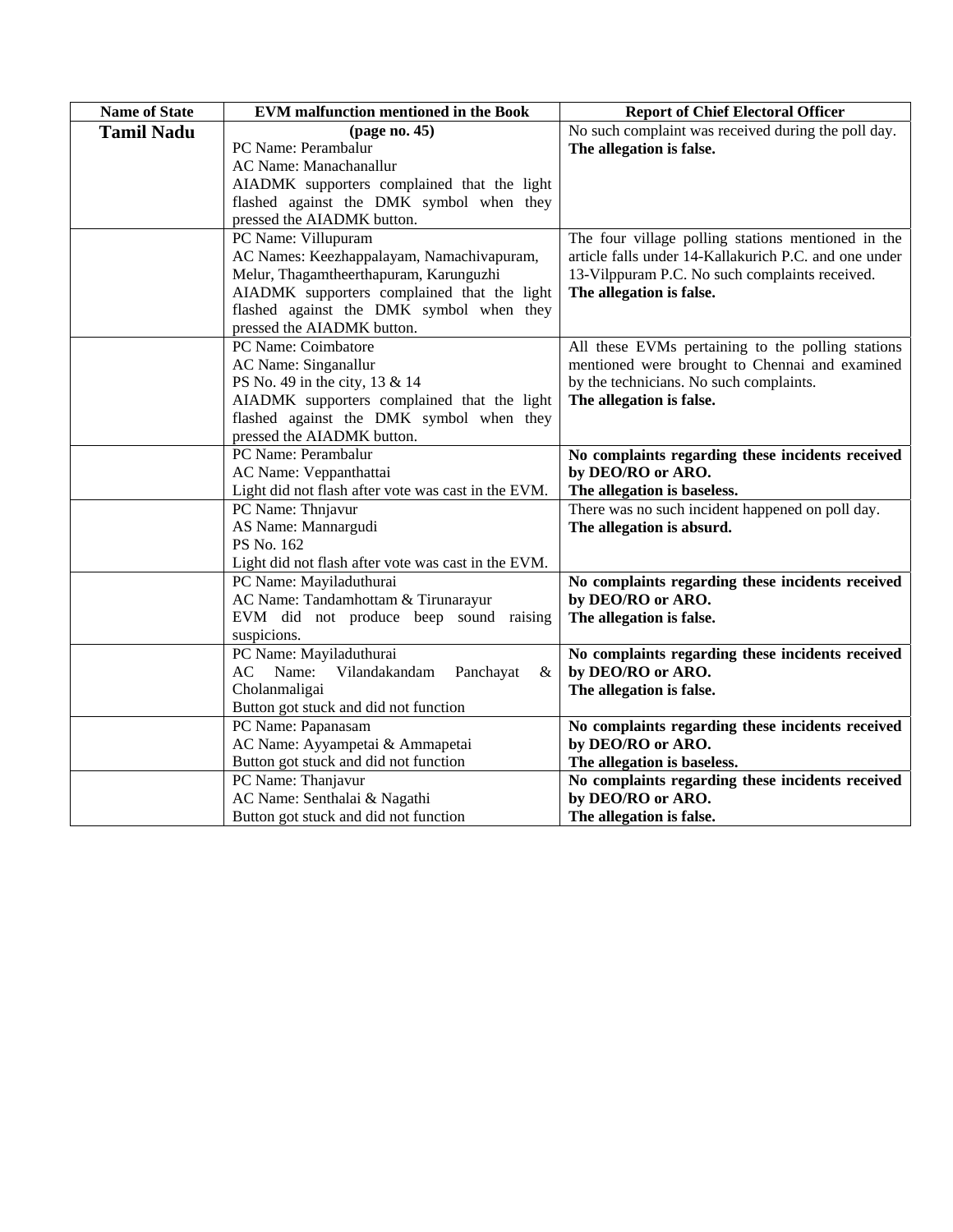| Name of State | EVM malfunction mentioned in the Book | Report of Chief Electoral Officer |
|---|---|---|
| **Tamil Nadu** | **(page no. 45)**<br>PC Name: Perambalur<br>AC Name: Manachanallur<br>AIADMK supporters complained that the light flashed against the DMK symbol when they pressed the AIADMK button. | No such complaint was received during the poll day.<br>**The allegation is false.** |
| | PC Name: Villupuram<br>AC Names: Keezhappalayam, Namachivapuram, Melur, Thagamtheerthapuram, Karunguzhi<br>AIADMK supporters complained that the light flashed against the DMK symbol when they pressed the AIADMK button. | The four village polling stations mentioned in the article falls under 14-Kallakurich P.C. and one under 13-Vilppuram P.C. No such complaints received.<br>**The allegation is false.** |
| | PC Name: Coimbatore<br>AC Name: Singanallur<br>PS No. 49 in the city, 13 & 14<br>AIADMK supporters complained that the light flashed against the DMK symbol when they pressed the AIADMK button. | All these EVMs pertaining to the polling stations mentioned were brought to Chennai and examined by the technicians. No such complaints.<br>**The allegation is false.** |
| | PC Name: Perambalur<br>AC Name: Veppanthattai<br>Light did not flash after vote was cast in the EVM. | **No complaints regarding these incidents received by DEO/RO or ARO.**<br>**The allegation is baseless.** |
| | PC Name: Thnjavur<br>AS Name: Mannargudi<br>PS No. 162<br>Light did not flash after vote was cast in the EVM. | There was no such incident happened on poll day.<br>**The allegation is absurd.** |
| | PC Name: Mayiladuthurai<br>AC Name: Tandamhottam & Tirunarayur<br>EVM did not produce beep sound raising suspicions. | **No complaints regarding these incidents received by DEO/RO or ARO.**<br>**The allegation is false.** |
| | PC Name: Mayiladuthurai<br>AC Name: Vilandakandam Panchayat & Cholanmaligai<br>Button got stuck and did not function | **No complaints regarding these incidents received by DEO/RO or ARO.**<br>**The allegation is false.** |
| | PC Name: Papanasam<br>AC Name: Ayyampetai & Ammapetai<br>Button got stuck and did not function | **No complaints regarding these incidents received by DEO/RO or ARO.**<br>**The allegation is baseless.** |
| | PC Name: Thanjavur<br>AC Name: Senthalai & Nagathi<br>Button got stuck and did not function | **No complaints regarding these incidents received by DEO/RO or ARO.**<br>**The allegation is false.** |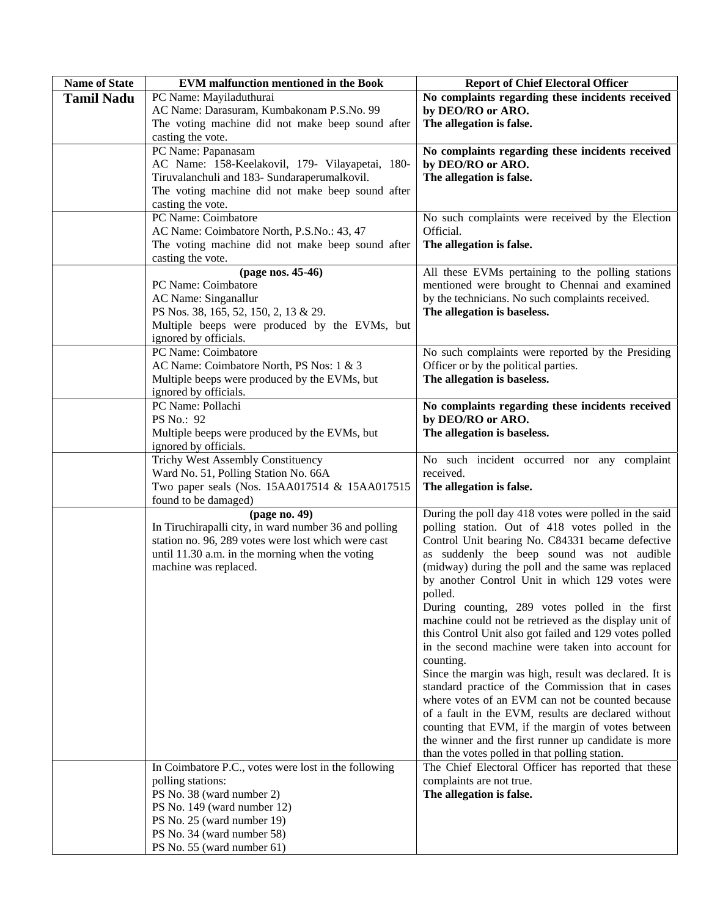| Name of State | EVM malfunction mentioned in the Book | Report of Chief Electoral Officer |
|---|---|---|
| **Tamil Nadu** | PC Name: Mayiladuthurai<br>AC Name: Darasuram, Kumbakonam P.S.No. 99<br>The voting machine did not make beep sound after casting the vote. | **No complaints regarding these incidents received by DEO/RO or ARO.**<br>**The allegation is false.** |
| | PC Name: Papanasam<br>AC Name: 158-Keelakovil, 179- Vilayapetai, 180-Tiruvalanchuli and 183- Sundaraperumalkovil.<br>The voting machine did not make beep sound after casting the vote. | **No complaints regarding these incidents received by DEO/RO or ARO.**<br>**The allegation is false.** |
| | PC Name: Coimbatore<br>AC Name: Coimbatore North, P.S.No.: 43, 47<br>The voting machine did not make beep sound after casting the vote. | No such complaints were received by the Election Official.<br>**The allegation is false.** |
| | **(page nos. 45-46)**<br>PC Name: Coimbatore<br>AC Name: Singanallur<br>PS Nos. 38, 165, 52, 150, 2, 13 & 29.<br>Multiple beeps were produced by the EVMs, but ignored by officials. | All these EVMs pertaining to the polling stations mentioned were brought to Chennai and examined by the technicians. No such complaints received.<br>**The allegation is baseless.** |
| | PC Name: Coimbatore<br>AC Name: Coimbatore North, PS Nos: 1 & 3<br>Multiple beeps were produced by the EVMs, but ignored by officials. | No such complaints were reported by the Presiding Officer or by the political parties.<br>**The allegation is baseless.** |
| | PC Name: Pollachi<br>PS No.: 92<br>Multiple beeps were produced by the EVMs, but ignored by officials. | **No complaints regarding these incidents received by DEO/RO or ARO.**<br>**The allegation is baseless.** |
| | Trichy West Assembly Constituency<br>Ward No. 51, Polling Station No. 66A<br>Two paper seals (Nos. 15AA017514 & 15AA017515 found to be damaged) | No such incident occurred nor any complaint received.<br>**The allegation is false.** |
| | **(page no. 49)**<br>In Tiruchirapalli city, in ward number 36 and polling station no. 96, 289 votes were lost which were cast until 11.30 a.m. in the morning when the voting machine was replaced. | During the poll day 418 votes were polled in the said polling station. Out of 418 votes polled in the Control Unit bearing No. C84331 became defective as suddenly the beep sound was not audible (midway) during the poll and the same was replaced by another Control Unit in which 129 votes were polled.<br>During counting, 289 votes polled in the first machine could not be retrieved as the display unit of this Control Unit also got failed and 129 votes polled in the second machine were taken into account for counting.<br>Since the margin was high, result was declared. It is standard practice of the Commission that in cases where votes of an EVM can not be counted because of a fault in the EVM, results are declared without counting that EVM, if the margin of votes between the winner and the first runner up candidate is more than the votes polled in that polling station. |
| | In Coimbatore P.C., votes were lost in the following polling stations:<br>PS No. 38 (ward number 2)<br>PS No. 149 (ward number 12)<br>PS No. 25 (ward number 19)<br>PS No. 34 (ward number 58)<br>PS No. 55 (ward number 61) | The Chief Electoral Officer has reported that these complaints are not true.<br>**The allegation is false.** |